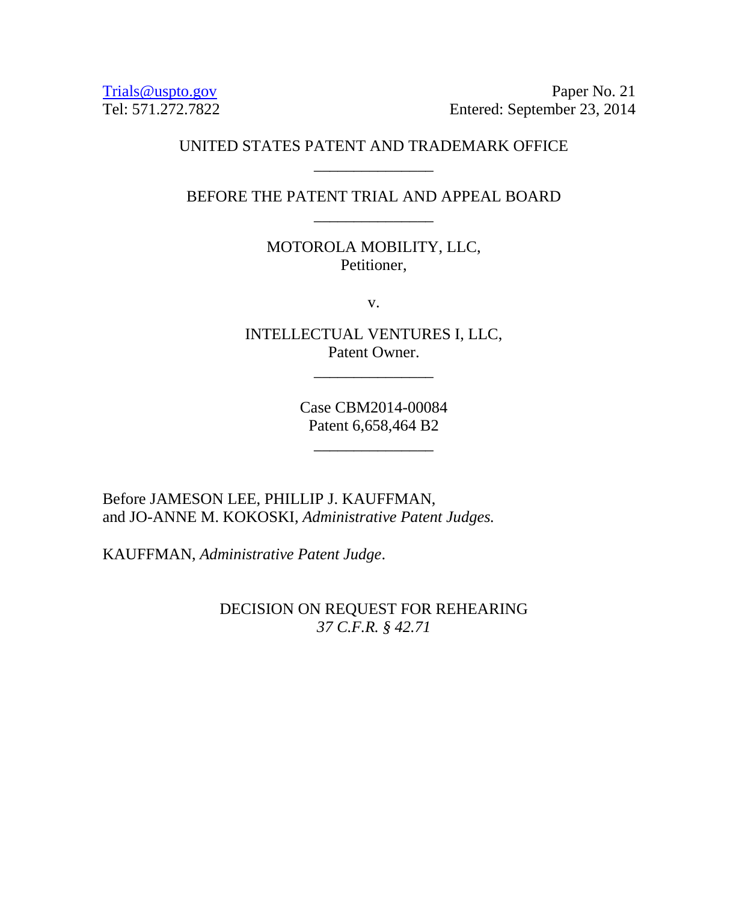Trials@uspto.gov
Tel: 571.272.7822

Paper No. 21
Entered: September 23, 2014

UNITED STATES PATENT AND TRADEMARK OFFICE

_______________

BEFORE THE PATENT TRIAL AND APPEAL BOARD

_______________

MOTOROLA MOBILITY, LLC,
Petitioner,

v.

INTELLECTUAL VENTURES I, LLC,
Patent Owner.

_______________

Case CBM2014-00084
Patent 6,658,464 B2

_______________

Before JAMESON LEE, PHILLIP J. KAUFFMAN, and JO-ANNE M. KOKOSKI, *Administrative Patent Judges.*

KAUFFMAN, *Administrative Patent Judge*.

DECISION ON REQUEST FOR REHEARING
*37 C.F.R. § 42.71*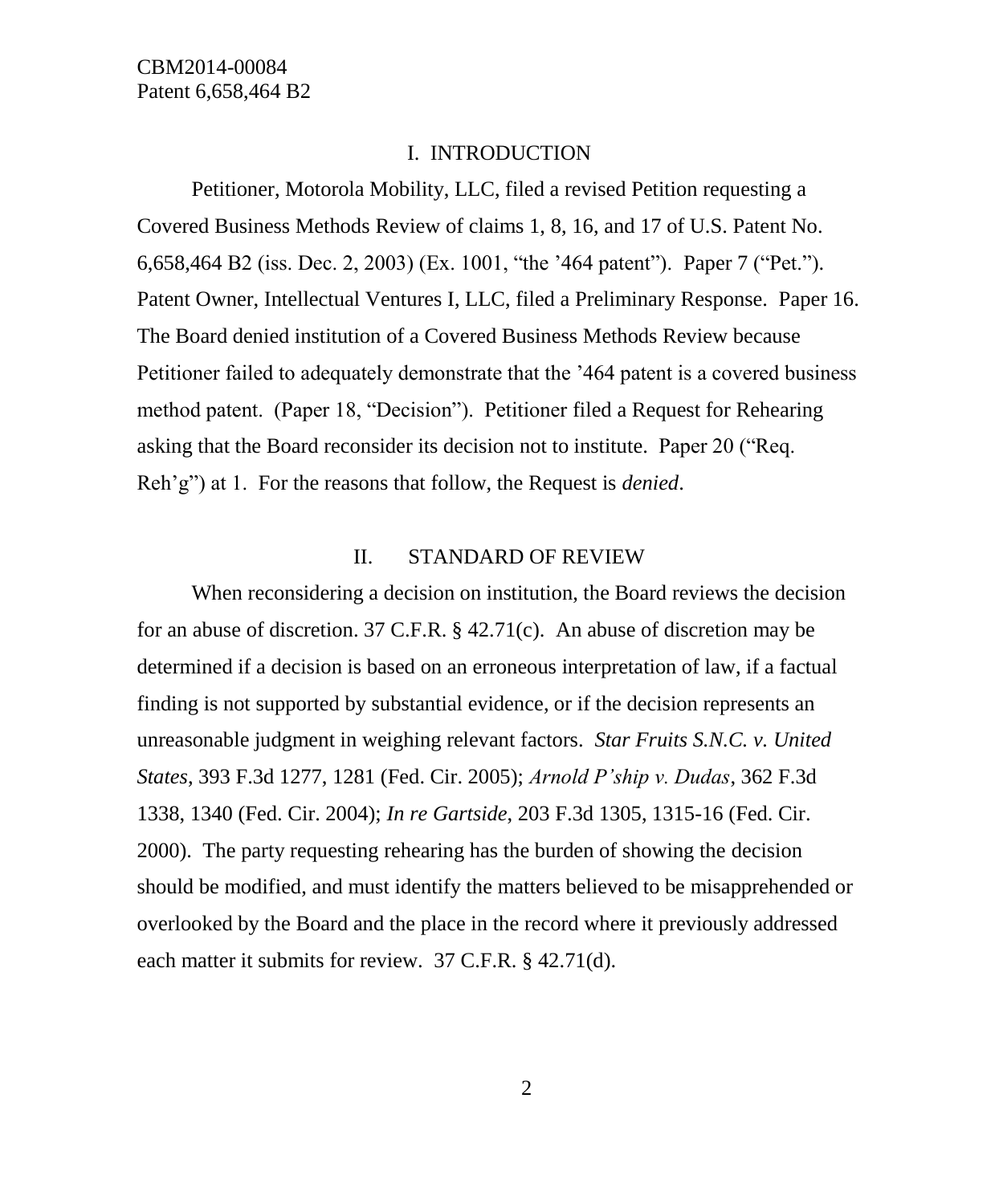## I. INTRODUCTION

Petitioner, Motorola Mobility, LLC, filed a revised Petition requesting a Covered Business Methods Review of claims 1, 8, 16, and 17 of U.S. Patent No. 6,658,464 B2 (iss. Dec. 2, 2003) (Ex. 1001, "the '464 patent"). Paper 7 ("Pet."). Patent Owner, Intellectual Ventures I, LLC, filed a Preliminary Response. Paper 16. The Board denied institution of a Covered Business Methods Review because Petitioner failed to adequately demonstrate that the '464 patent is a covered business method patent. (Paper 18, "Decision"). Petitioner filed a Request for Rehearing asking that the Board reconsider its decision not to institute. Paper 20 ("Req. Reh'g") at 1. For the reasons that follow, the Request is *denied*.

## II. STANDARD OF REVIEW

When reconsidering a decision on institution, the Board reviews the decision for an abuse of discretion. 37 C.F.R. § 42.71(c). An abuse of discretion may be determined if a decision is based on an erroneous interpretation of law, if a factual finding is not supported by substantial evidence, or if the decision represents an unreasonable judgment in weighing relevant factors. *Star Fruits S.N.C. v. United States*, 393 F.3d 1277, 1281 (Fed. Cir. 2005); *Arnold P'ship v. Dudas*, 362 F.3d 1338, 1340 (Fed. Cir. 2004); *In re Gartside*, 203 F.3d 1305, 1315-16 (Fed. Cir. 2000). The party requesting rehearing has the burden of showing the decision should be modified, and must identify the matters believed to be misapprehended or overlooked by the Board and the place in the record where it previously addressed each matter it submits for review. 37 C.F.R. § 42.71(d).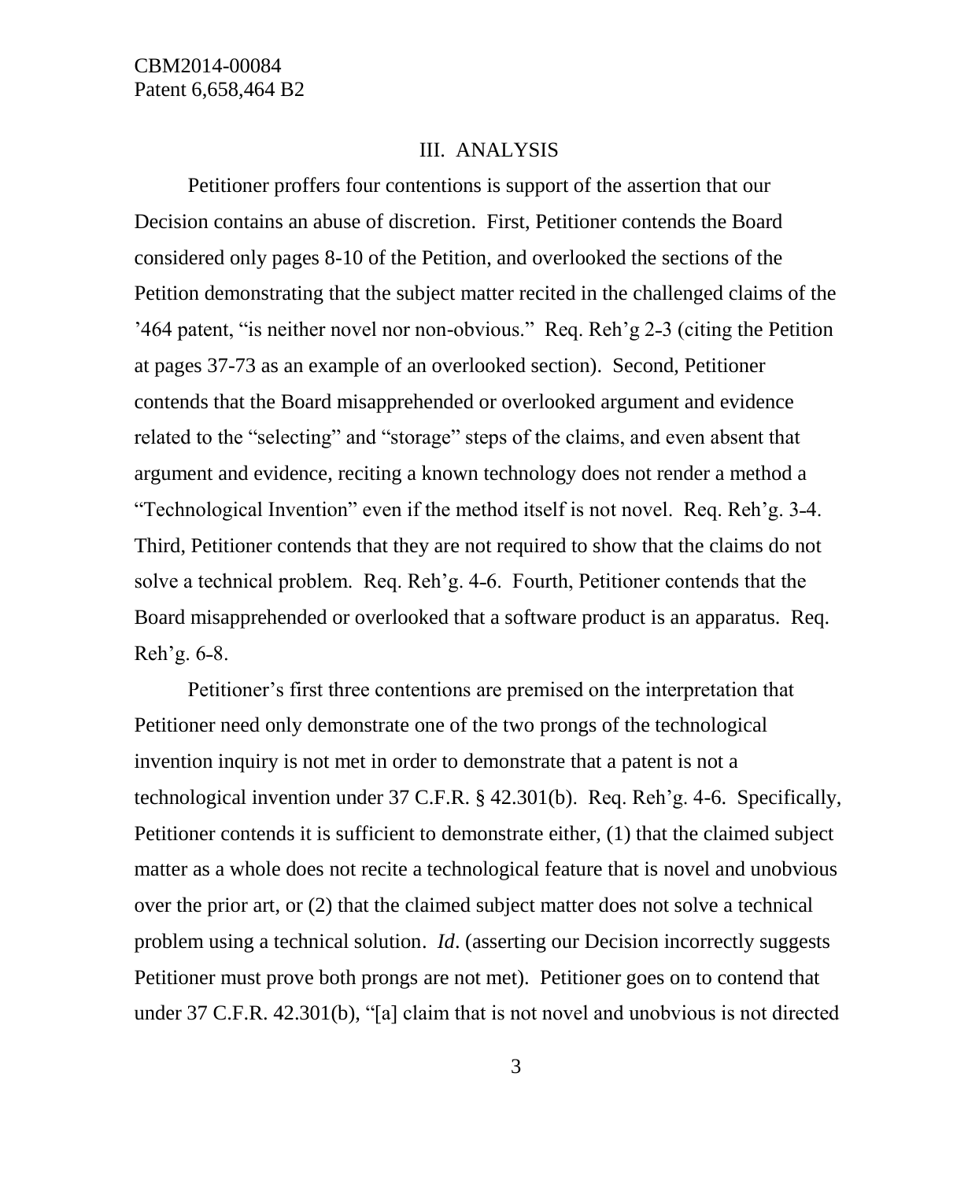## III. ANALYSIS

Petitioner proffers four contentions is support of the assertion that our Decision contains an abuse of discretion. First, Petitioner contends the Board considered only pages 8-10 of the Petition, and overlooked the sections of the Petition demonstrating that the subject matter recited in the challenged claims of the '464 patent, "is neither novel nor non-obvious." Req. Reh'g 2-3 (citing the Petition at pages 37-73 as an example of an overlooked section). Second, Petitioner contends that the Board misapprehended or overlooked argument and evidence related to the "selecting" and "storage" steps of the claims, and even absent that argument and evidence, reciting a known technology does not render a method a "Technological Invention" even if the method itself is not novel. Req. Reh'g. 3-4. Third, Petitioner contends that they are not required to show that the claims do not solve a technical problem. Req. Reh'g. 4-6. Fourth, Petitioner contends that the Board misapprehended or overlooked that a software product is an apparatus. Req. Reh'g. 6-8.

Petitioner's first three contentions are premised on the interpretation that Petitioner need only demonstrate one of the two prongs of the technological invention inquiry is not met in order to demonstrate that a patent is not a technological invention under 37 C.F.R. § 42.301(b). Req. Reh'g. 4-6. Specifically, Petitioner contends it is sufficient to demonstrate either, (1) that the claimed subject matter as a whole does not recite a technological feature that is novel and unobvious over the prior art, or (2) that the claimed subject matter does not solve a technical problem using a technical solution. *Id*. (asserting our Decision incorrectly suggests Petitioner must prove both prongs are not met). Petitioner goes on to contend that under 37 C.F.R. 42.301(b), "[a] claim that is not novel and unobvious is not directed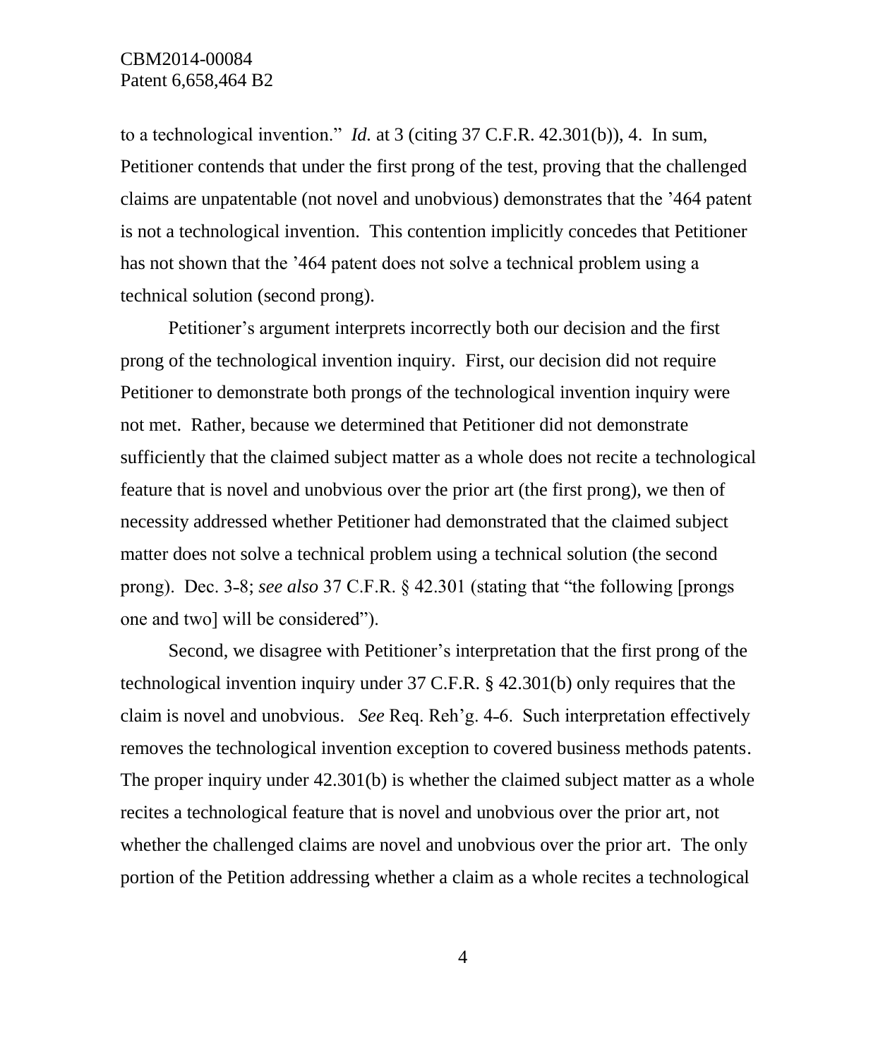to a technological invention." *Id.* at 3 (citing 37 C.F.R. 42.301(b)), 4. In sum, Petitioner contends that under the first prong of the test, proving that the challenged claims are unpatentable (not novel and unobvious) demonstrates that the '464 patent is not a technological invention. This contention implicitly concedes that Petitioner has not shown that the '464 patent does not solve a technical problem using a technical solution (second prong).

Petitioner's argument interprets incorrectly both our decision and the first prong of the technological invention inquiry. First, our decision did not require Petitioner to demonstrate both prongs of the technological invention inquiry were not met. Rather, because we determined that Petitioner did not demonstrate sufficiently that the claimed subject matter as a whole does not recite a technological feature that is novel and unobvious over the prior art (the first prong), we then of necessity addressed whether Petitioner had demonstrated that the claimed subject matter does not solve a technical problem using a technical solution (the second prong). Dec. 3-8; *see also* 37 C.F.R. § 42.301 (stating that "the following [prongs one and two] will be considered").

Second, we disagree with Petitioner's interpretation that the first prong of the technological invention inquiry under 37 C.F.R. § 42.301(b) only requires that the claim is novel and unobvious. *See* Req. Reh'g. 4-6. Such interpretation effectively removes the technological invention exception to covered business methods patents. The proper inquiry under 42.301(b) is whether the claimed subject matter as a whole recites a technological feature that is novel and unobvious over the prior art, not whether the challenged claims are novel and unobvious over the prior art. The only portion of the Petition addressing whether a claim as a whole recites a technological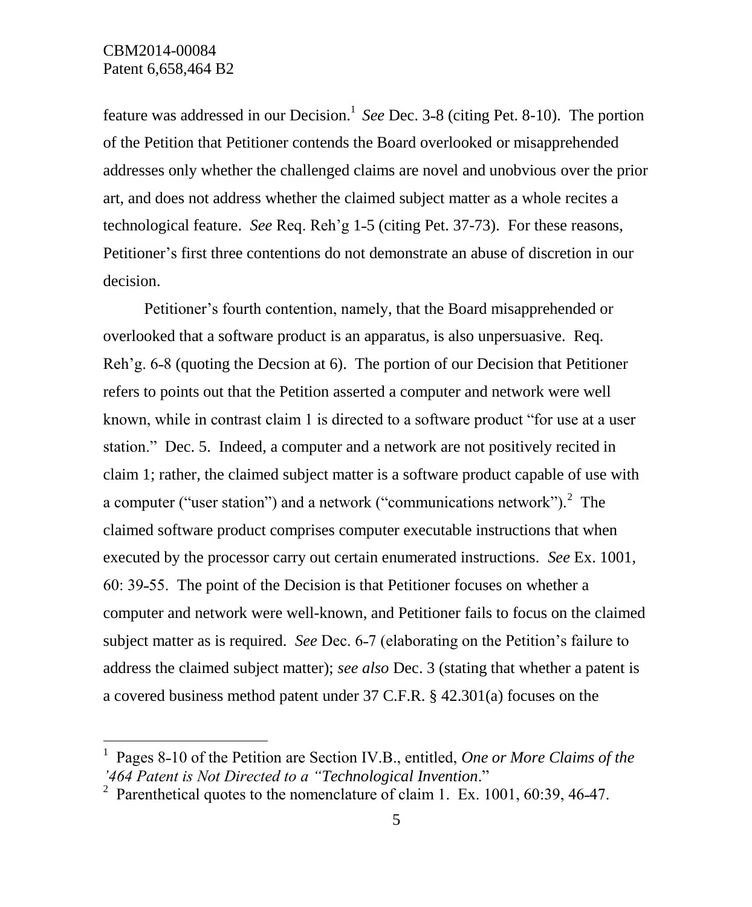feature was addressed in our Decision.[1] *See* Dec. 3-8 (citing Pet. 8-10). The portion of the Petition that Petitioner contends the Board overlooked or misapprehended addresses only whether the challenged claims are novel and unobvious over the prior art, and does not address whether the claimed subject matter as a whole recites a technological feature. *See* Req. Reh'g 1-5 (citing Pet. 37-73). For these reasons, Petitioner's first three contentions do not demonstrate an abuse of discretion in our decision.

Petitioner's fourth contention, namely, that the Board misapprehended or overlooked that a software product is an apparatus, is also unpersuasive. Req. Reh'g. 6-8 (quoting the Decsion at 6). The portion of our Decision that Petitioner refers to points out that the Petition asserted a computer and network were well known, while in contrast claim 1 is directed to a software product "for use at a user station." Dec. 5. Indeed, a computer and a network are not positively recited in claim 1; rather, the claimed subject matter is a software product capable of use with a computer ("user station") and a network ("communications network").[2] The claimed software product comprises computer executable instructions that when executed by the processor carry out certain enumerated instructions. *See* Ex. 1001, 60: 39-55. The point of the Decision is that Petitioner focuses on whether a computer and network were well-known, and Petitioner fails to focus on the claimed subject matter as is required. *See* Dec. 6-7 (elaborating on the Petition's failure to address the claimed subject matter); *see also* Dec. 3 (stating that whether a patent is a covered business method patent under 37 C.F.R. § 42.301(a) focuses on the

---

[1] Pages 8-10 of the Petition are Section IV.B., entitled, *One or More Claims of the '464 Patent is Not Directed to a "Technological Invention*."

[2] Parenthetical quotes to the nomenclature of claim 1. Ex. 1001, 60:39, 46-47.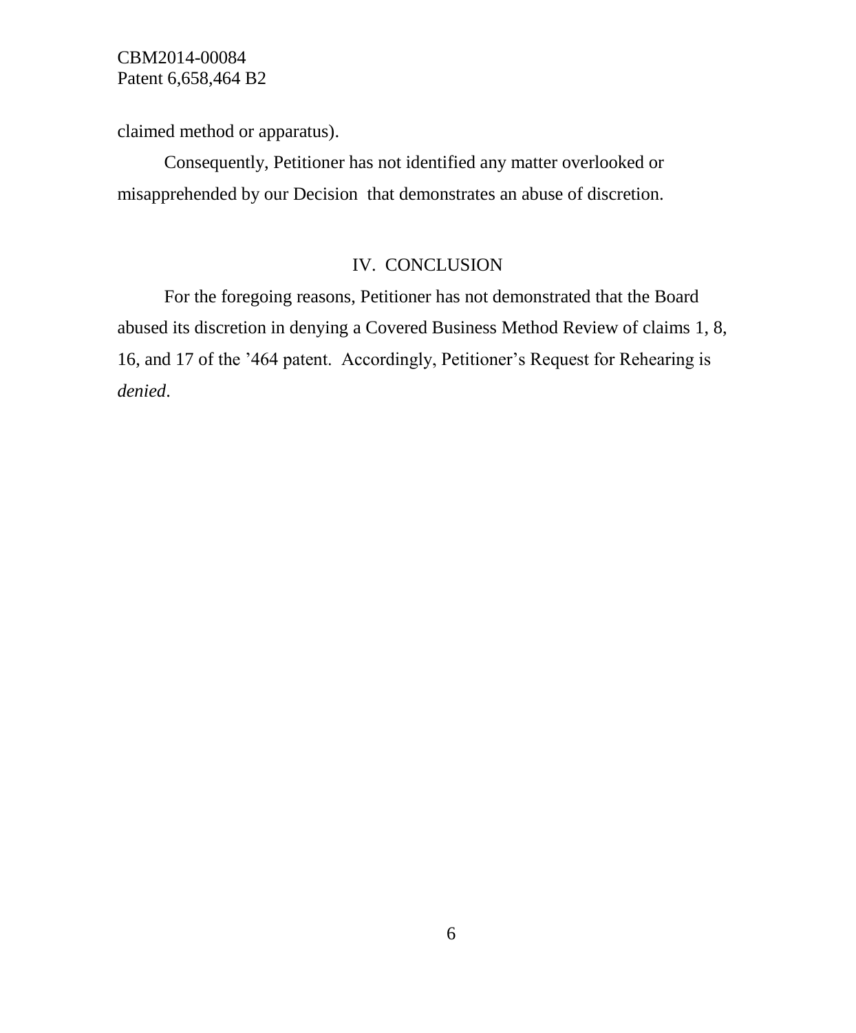claimed method or apparatus).

Consequently, Petitioner has not identified any matter overlooked or misapprehended by our Decision that demonstrates an abuse of discretion.

## IV. CONCLUSION

For the foregoing reasons, Petitioner has not demonstrated that the Board abused its discretion in denying a Covered Business Method Review of claims 1, 8, 16, and 17 of the ’464 patent. Accordingly, Petitioner’s Request for Rehearing is *denied*.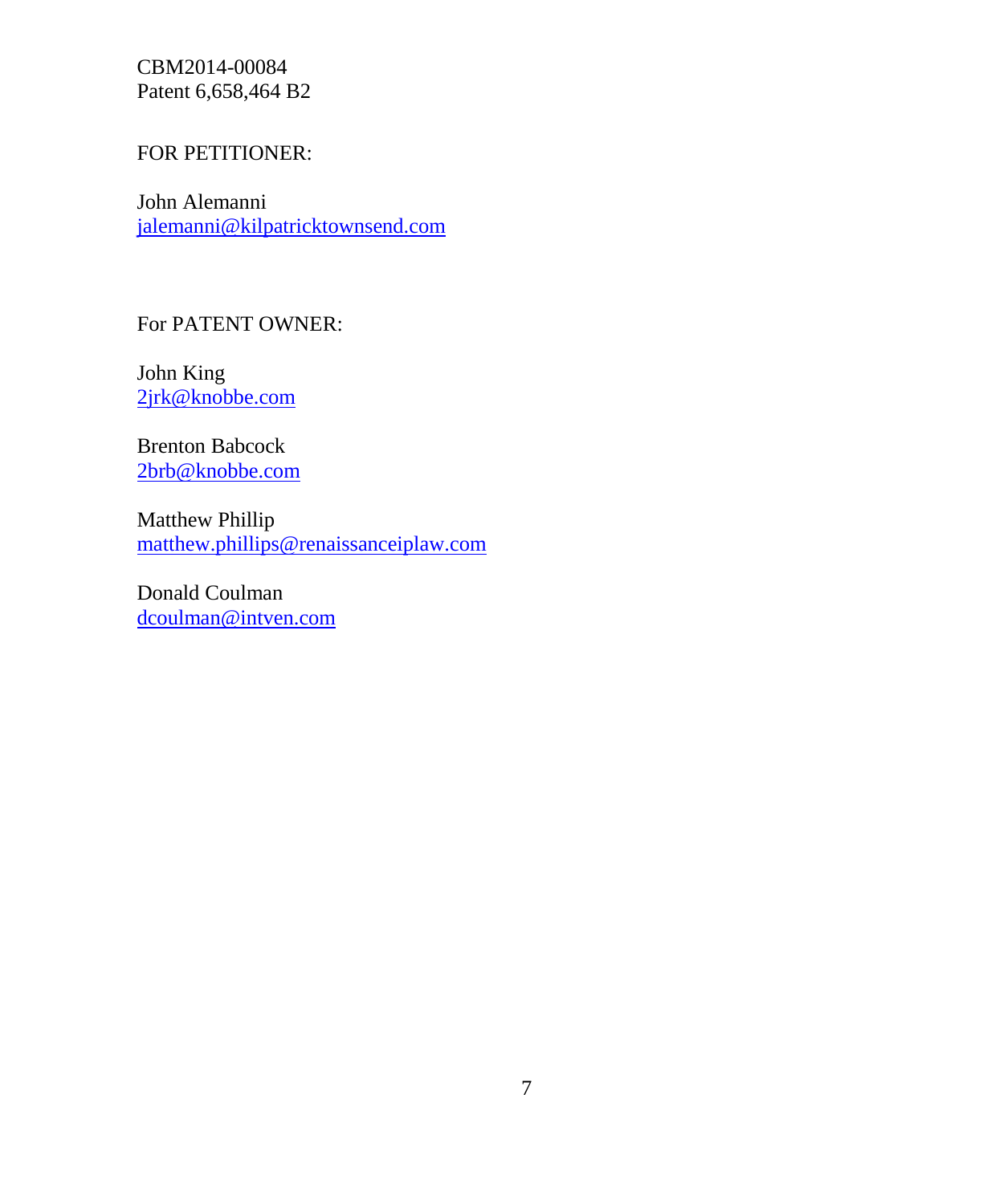CBM2014-00084
Patent 6,658,464 B2

FOR PETITIONER:

John Alemanni
jalemanni@kilpatricktownsend.com

For PATENT OWNER:

John King
2jrk@knobbe.com

Brenton Babcock
2brb@knobbe.com

Matthew Phillip
matthew.phillips@renaissanceiplaw.com

Donald Coulman
dcoulman@intven.com